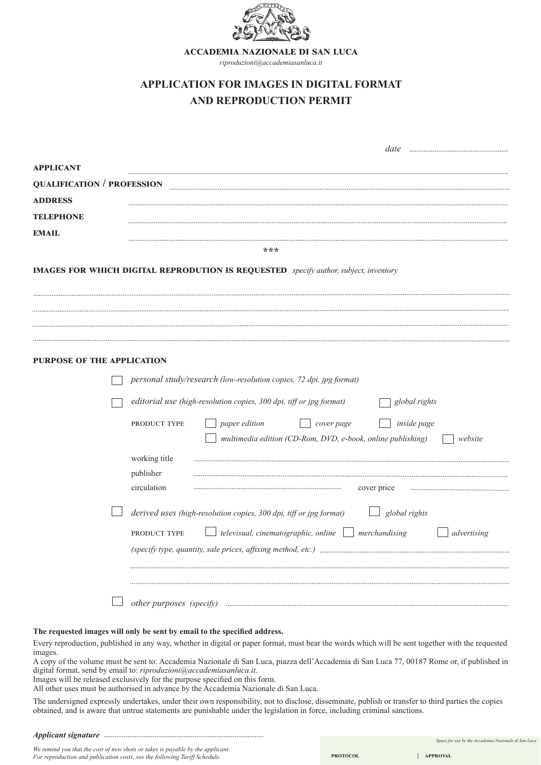**ACCADEMIA NAZIONALE DI SAN LUCA**

*riproduzioni@accademiasanluca.it*

# APPLICATION FOR IMAGES IN DIGITAL FORMAT AND REPRODUCTION PERMIT

*date* ..................................................

**APPLICANT** ..................................................

**QUALIFICATION / PROFESSION** ..................................................

**ADDRESS** ..................................................

**TELEPHONE** ..................................................

**EMAIL** ..................................................

\*\*\*

**IMAGES FOR WHICH DIGITAL REPRODUTION IS REQUESTED** *specify author, subject, inventory*

..................................................

..................................................

..................................................

..................................................

**PURPOSE OF THE APPLICATION**

☐ *personal study/research (low-resolution copies, 72 dpi, jpg format)*

☐ *editorial use (high-resolution copies, 300 dpi, tiff or jpg format)* ☐ *global rights*

PRODUCT TYPE ☐ *paper edition* ☐ *cover page* ☐ *inside page*

☐ *multimedia edition (CD-Rom, DVD, e-book, online publishing)* ☐ *website*

working title ..................................................

publisher ..................................................

circulation .................................................. cover price ..................................................

☐ *derived uses (high-resolution copies, 300 dpi, tiff or jpg format)* ☐ *global rights*

PRODUCT TYPE ☐ *televisual, cinematographic, online* ☐ *merchandising* ☐ *advertising*

*(specify type, quantity, sale prices, affixing method, etc.)* ..................................................

..................................................

..................................................

☐ *other purposes (specify)* ..................................................

**The requested images will only be sent by email to the specified address.**

Every reproduction, published in any way, whether in digital or paper format, must bear the words which will be sent together with the requested images.

A copy of the volume must be sent to: Accademia Nazionale di San Luca, piazza dell'Accademia di San Luca 77, 00187 Rome or, if published in digital format, send by email to: *riproduzioni@accademiasanluca.it*.

Images will be released exclusively for the purpose specified on this form.

All other uses must be authorised in advance by the Accademia Nazionale di San Luca.

The undersigned expressly undertakes, under their own responsibility, not to disclose, disseminate, publish or transfer to third parties the copies obtained, and is aware that untrue statements are punishable under the legislation in force, including criminal sanctions.

***Applicant signature*** ..................................................

*We remind you that the cost of new shots or takes is payable by the applicant.*
*For reproduction and publication costs, see the following Tariff Schedule.*

*Space for use by the Accademia Nazionale di San Luca*

| PROTOCOL | APPROVAL |
| --- | --- |
| | |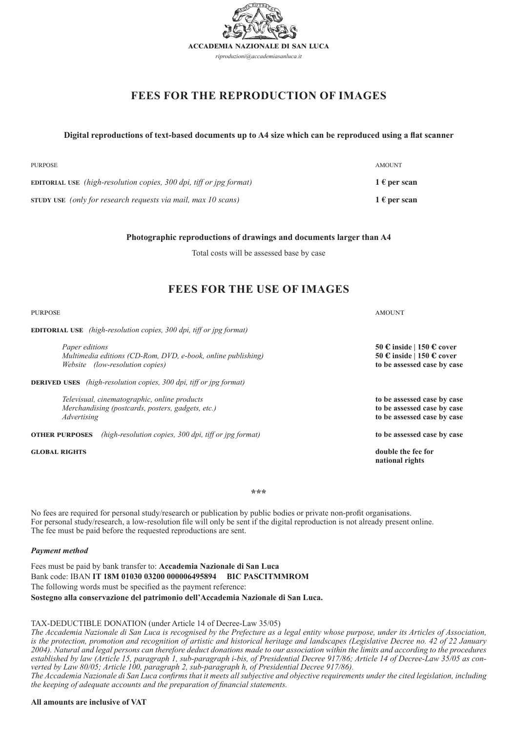ACCADEMIA NAZIONALE DI SAN LUCA

*riproduzioni@accademiasanluca.it*

# FEES FOR THE REPRODUCTION OF IMAGES

**Digital reproductions of text-based documents up to A4 size which can be reproduced using a flat scanner**

| PURPOSE | AMOUNT |
|---|---|
| EDITORIAL USE *(high-resolution copies, 300 dpi, tiff or jpg format)* | **1 € per scan** |
| STUDY USE *(only for research requests via mail, max 10 scans)* | **1 € per scan** |

**Photographic reproductions of drawings and documents larger than A4**

Total costs will be assessed base by case

# FEES FOR THE USE OF IMAGES

| PURPOSE | AMOUNT |
|---|---|
| **EDITORIAL USE** *(high-resolution copies, 300 dpi, tiff or jpg format)* | |
| *Paper editions* | **50 € inside \| 150 € cover** |
| *Multimedia editions (CD-Rom, DVD, e-book, online publishing)* | **50 € inside \| 150 € cover** |
| *Website (low-resolution copies)* | **to be assessed case by case** |
| **DERIVED USES** *(high-resolution copies, 300 dpi, tiff or jpg format)* | |
| *Televisual, cinematographic, online products* | **to be assessed case by case** |
| *Merchandising (postcards, posters, gadgets, etc.)* | **to be assessed case by case** |
| *Advertising* | **to be assessed case by case** |
| **OTHER PURPOSES** *(high-resolution copies, 300 dpi, tiff or jpg format)* | **to be assessed case by case** |
| **GLOBAL RIGHTS** | **double the fee for national rights** |

***

No fees are required for personal study/research or publication by public bodies or private non-profit organisations.
For personal study/research, a low-resolution file will only be sent if the digital reproduction is not already present online.
The fee must be paid before the requested reproductions are sent.

***Payment method***

Fees must be paid by bank transfer to: **Accademia Nazionale di San Luca**
Bank code: IBAN **IT 18M 01030 03200 000006495894 BIC PASCITMMROM**
The following words must be specified as the payment reference:
**Sostegno alla conservazione del patrimonio dell'Accademia Nazionale di San Luca.**

TAX-DEDUCTIBLE DONATION (under Article 14 of Decree-Law 35/05)
*The Accademia Nazionale di San Luca is recognised by the Prefecture as a legal entity whose purpose, under its Articles of Association, is the protection, promotion and recognition of artistic and historical heritage and landscapes (Legislative Decree no. 42 of 22 January 2004). Natural and legal persons can therefore deduct donations made to our association within the limits and according to the procedures established by law (Article 15, paragraph 1, sub-paragraph i-bis, of Presidential Decree 917/86; Article 14 of Decree-Law 35/05 as converted by Law 80/05; Article 100, paragraph 2, sub-paragraph h, of Presidential Decree 917/86).*
*The Accademia Nazionale di San Luca confirms that it meets all subjective and objective requirements under the cited legislation, including the keeping of adequate accounts and the preparation of financial statements.*

**All amounts are inclusive of VAT**